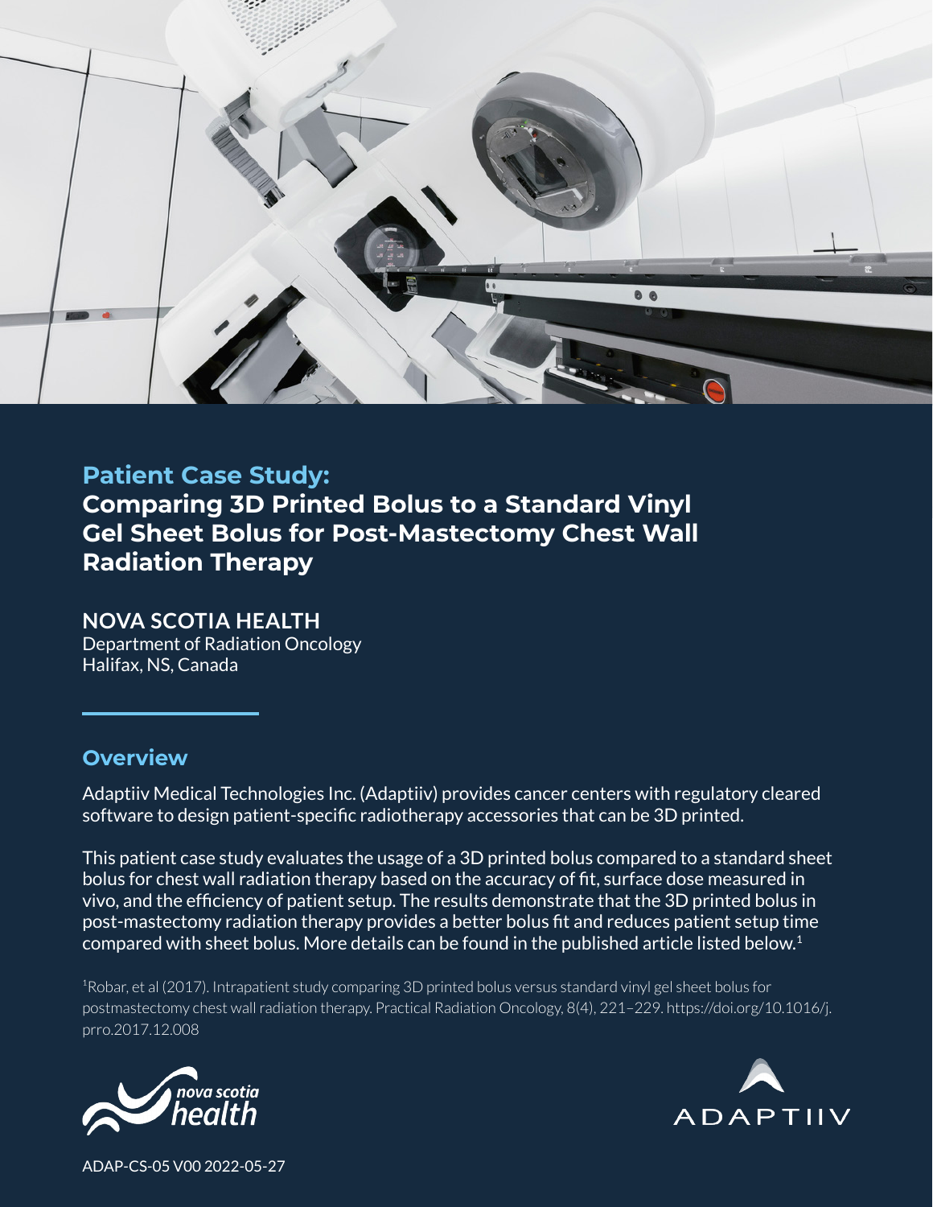**Patient Case Study:**

# Comparing 3D Printed Bolus to a Standard Vinyl Gel Sheet Bolus for Post-Mastectomy Chest Wall Radiation Therapy

**NOVA SCOTIA HEALTH**
Department of Radiation Oncology
Halifax, NS, Canada

## Overview

Adaptiiv Medical Technologies Inc. (Adaptiiv) provides cancer centers with regulatory cleared software to design patient-specific radiotherapy accessories that can be 3D printed.

This patient case study evaluates the usage of a 3D printed bolus compared to a standard sheet bolus for chest wall radiation therapy based on the accuracy of fit, surface dose measured in vivo, and the efficiency of patient setup. The results demonstrate that the 3D printed bolus in post-mastectomy radiation therapy provides a better bolus fit and reduces patient setup time compared with sheet bolus. More details can be found in the published article listed below.[1]

[1]Robar, et al (2017). Intrapatient study comparing 3D printed bolus versus standard vinyl gel sheet bolus for postmastectomy chest wall radiation therapy. Practical Radiation Oncology, 8(4), 221–229. https://doi.org/10.1016/j.prro.2017.12.008

ADAP-CS-05 V00 2022-05-27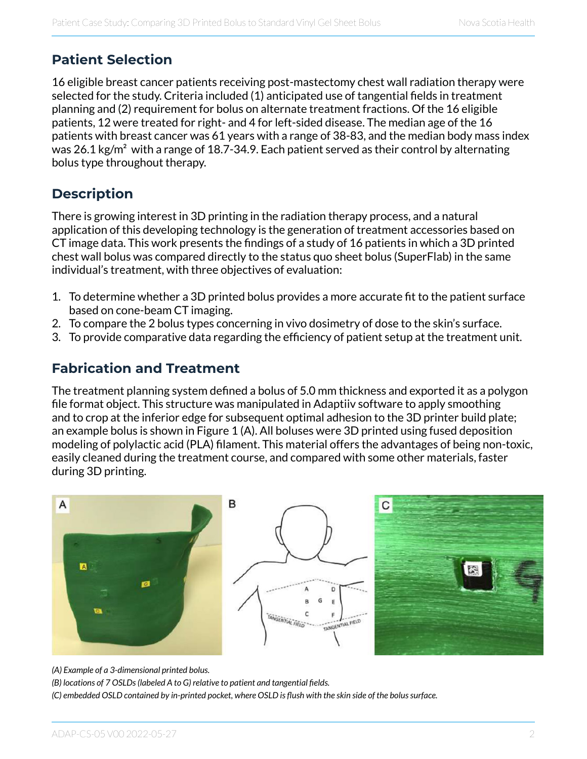## Patient Selection

16 eligible breast cancer patients receiving post-mastectomy chest wall radiation therapy were selected for the study. Criteria included (1) anticipated use of tangential fields in treatment planning and (2) requirement for bolus on alternate treatment fractions. Of the 16 eligible patients, 12 were treated for right- and 4 for left-sided disease. The median age of the 16 patients with breast cancer was 61 years with a range of 38-83, and the median body mass index was 26.1 $kg/m^2$ with a range of 18.7-34.9. Each patient served as their control by alternating bolus type throughout therapy.

## Description

There is growing interest in 3D printing in the radiation therapy process, and a natural application of this developing technology is the generation of treatment accessories based on CT image data. This work presents the findings of a study of 16 patients in which a 3D printed chest wall bolus was compared directly to the status quo sheet bolus (SuperFlab) in the same individual's treatment, with three objectives of evaluation:

1. To determine whether a 3D printed bolus provides a more accurate fit to the patient surface based on cone-beam CT imaging.
2. To compare the 2 bolus types concerning in vivo dosimetry of dose to the skin's surface.
3. To provide comparative data regarding the efficiency of patient setup at the treatment unit.

## Fabrication and Treatment

The treatment planning system defined a bolus of 5.0 mm thickness and exported it as a polygon file format object. This structure was manipulated in Adaptiiv software to apply smoothing and to crop at the inferior edge for subsequent optimal adhesion to the 3D printer build plate; an example bolus is shown in Figure 1 (A). All boluses were 3D printed using fused deposition modeling of polylactic acid (PLA) filament. This material offers the advantages of being non-toxic, easily cleaned during the treatment course, and compared with some other materials, faster during 3D printing.

*(A) Example of a 3-dimensional printed bolus.*
*(B) locations of 7 OSLDs (labeled A to G) relative to patient and tangential fields.*
*(C) embedded OSLD contained by in-printed pocket, where OSLD is flush with the skin side of the bolus surface.*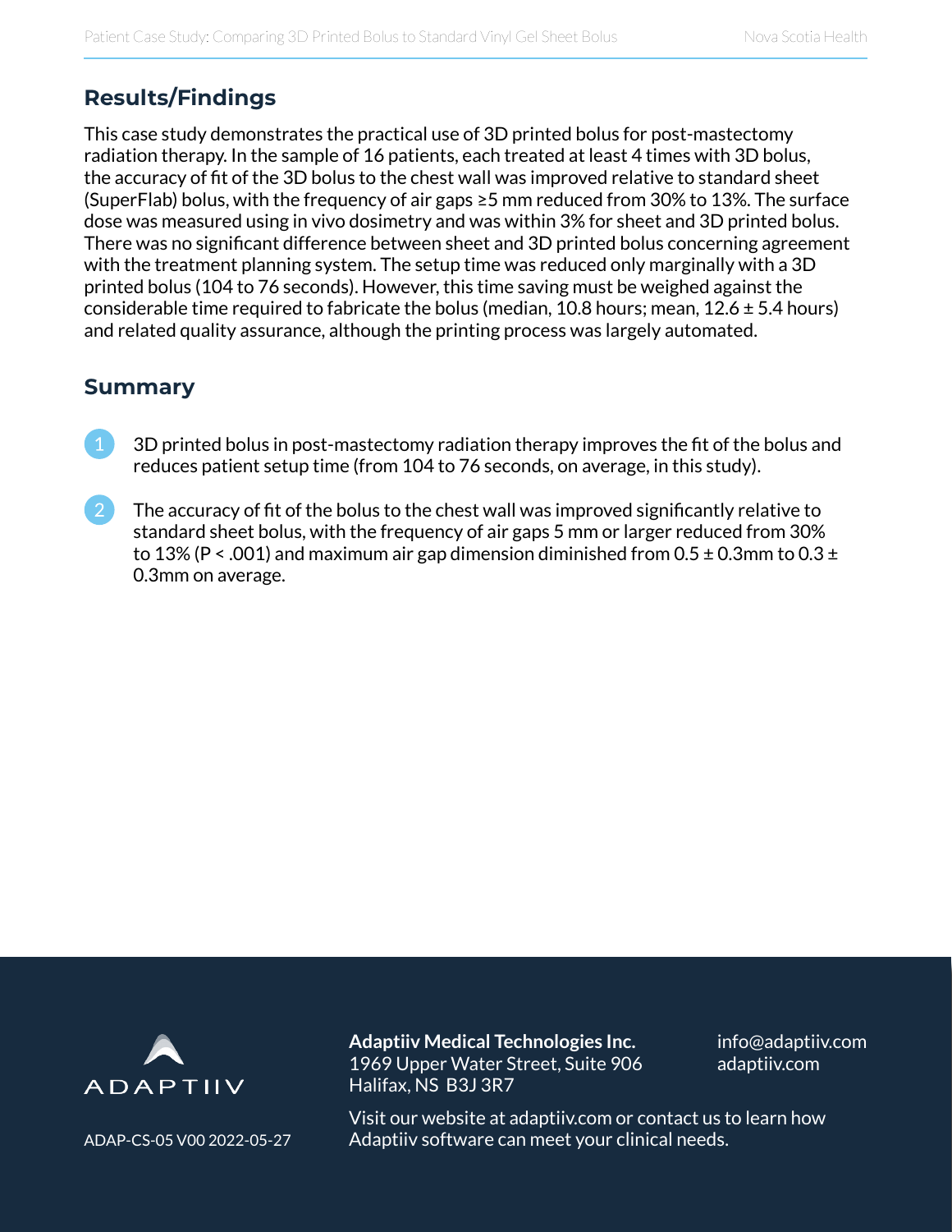## Results/Findings

This case study demonstrates the practical use of 3D printed bolus for post-mastectomy radiation therapy. In the sample of 16 patients, each treated at least 4 times with 3D bolus, the accuracy of fit of the 3D bolus to the chest wall was improved relative to standard sheet (SuperFlab) bolus, with the frequency of air gaps ≥5 mm reduced from 30% to 13%. The surface dose was measured using in vivo dosimetry and was within 3% for sheet and 3D printed bolus. There was no significant difference between sheet and 3D printed bolus concerning agreement with the treatment planning system. The setup time was reduced only marginally with a 3D printed bolus (104 to 76 seconds). However, this time saving must be weighed against the considerable time required to fabricate the bolus (median, 10.8 hours; mean, 12.6 ± 5.4 hours) and related quality assurance, although the printing process was largely automated.

## Summary

1. 3D printed bolus in post-mastectomy radiation therapy improves the fit of the bolus and reduces patient setup time (from 104 to 76 seconds, on average, in this study).
2. The accuracy of fit of the bolus to the chest wall was improved significantly relative to standard sheet bolus, with the frequency of air gaps 5 mm or larger reduced from 30% to 13% ($P < .001$) and maximum air gap dimension diminished from 0.5 ± 0.3mm to 0.3 ± 0.3mm on average.

ADAPTIIV

ADAP-CS-05 V00 2022-05-27

**Adaptiiv Medical Technologies Inc.**
1969 Upper Water Street, Suite 906
Halifax, NS B3J 3R7

info@adaptiiv.com
adaptiiv.com

Visit our website at adaptiiv.com or contact us to learn how Adaptiiv software can meet your clinical needs.